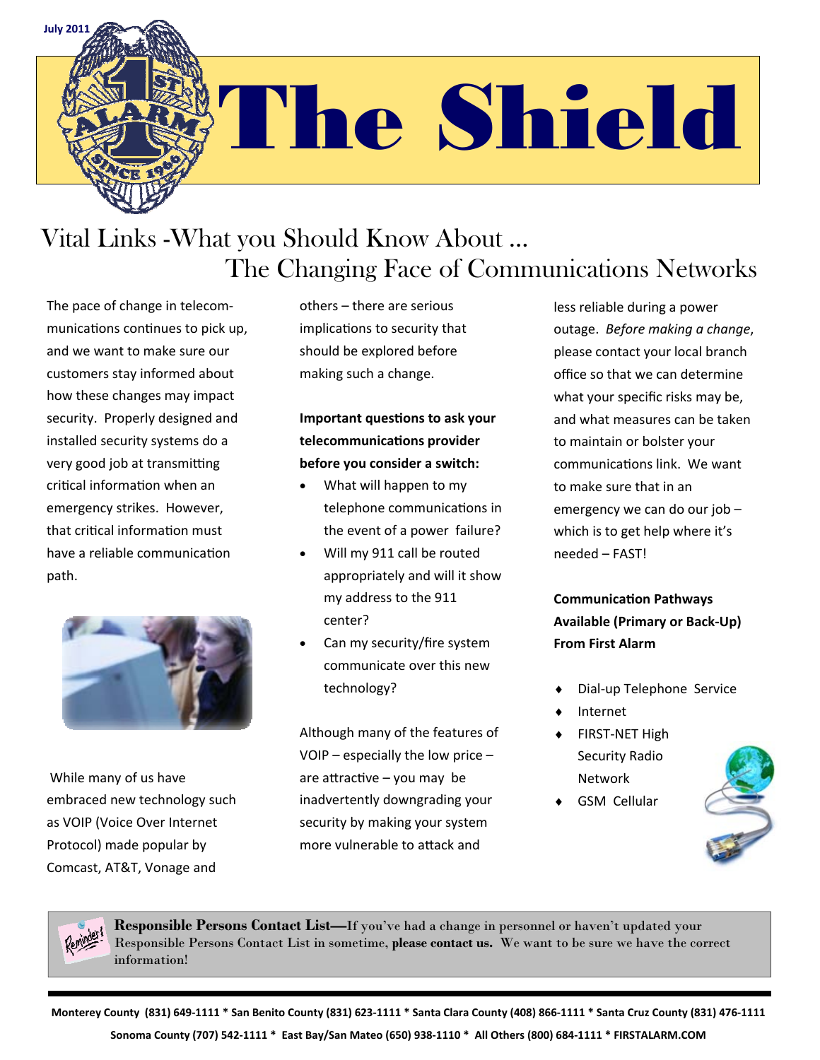July 2011

# The Shield

## Vital Links -What you Should Know About … The Changing Face of Communications Networks

The pace of change in telecommunications continues to pick up, and we want to make sure our customers stay informed about how these changes may impact security. Properly designed and installed security systems do a very good job at transmitting critical information when an emergency strikes. However, that critical information must have a reliable communication path.

While many of us have embraced new technology such as VOIP (Voice Over Internet Protocol) made popular by Comcast, AT&T, Vonage and others – there are serious implications to security that should be explored before making such a change.

**Important questions to ask your telecommunications provider before you consider a switch:**

- What will happen to my telephone communications in the event of a power failure?
- Will my 911 call be routed appropriately and will it show my address to the 911 center?
- Can my security/fire system communicate over this new technology?

Although many of the features of VOIP – especially the low price – are attractive – you may be inadvertently downgrading your security by making your system more vulnerable to attack and less reliable during a power outage. *Before making a change*, please contact your local branch office so that we can determine what your specific risks may be, and what measures can be taken to maintain or bolster your communications link. We want to make sure that in an emergency we can do our job – which is to get help where it's needed – FAST!

**Communication Pathways Available (Primary or Back-Up) From First Alarm**

- Dial-up Telephone Service
- Internet
- FIRST-NET High Security Radio Network
- GSM Cellular

**Responsible Persons Contact List—**If you've had a change in personnel or haven't updated your Responsible Persons Contact List in sometime, **please contact us.** We want to be sure we have the correct information!

**Monterey County (831) 649-1111 * San Benito County (831) 623-1111 * Santa Clara County (408) 866-1111 * Santa Cruz County (831) 476-1111**

**Sonoma County (707) 542-1111 * East Bay/San Mateo (650) 938-1110 * All Others (800) 684-1111 * FIRSTALARM.COM**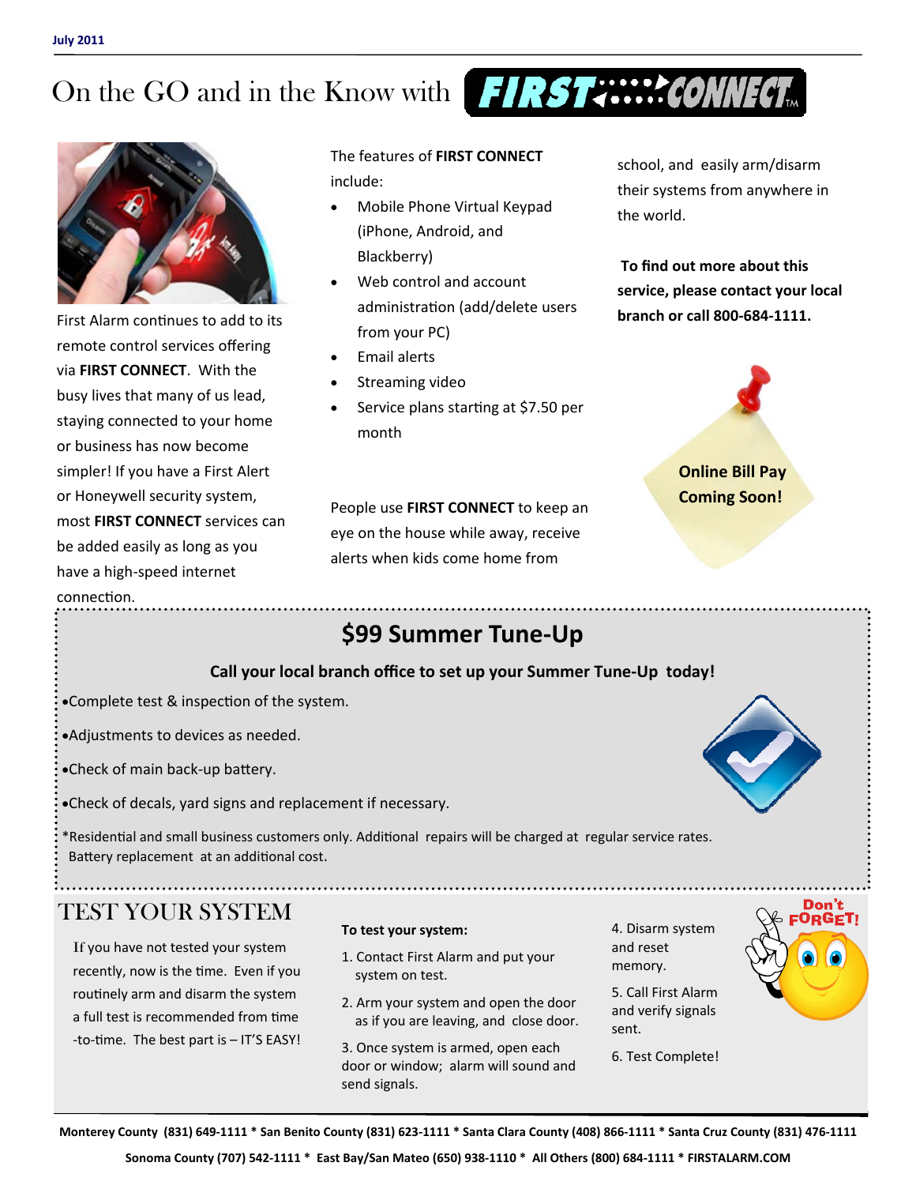July 2011

# On the GO and in the Know with FIRST CONNECT

First Alarm continues to add to its remote control services offering via **FIRST CONNECT**. With the busy lives that many of us lead, staying connected to your home or business has now become simpler! If you have a First Alert or Honeywell security system, most **FIRST CONNECT** services can be added easily as long as you have a high-speed internet connection.

The features of **FIRST CONNECT** include:

- Mobile Phone Virtual Keypad (iPhone, Android, and Blackberry)
- Web control and account administration (add/delete users from your PC)
- Email alerts
- Streaming video
- Service plans starting at $7.50 per month

People use **FIRST CONNECT** to keep an eye on the house while away, receive alerts when kids come home from school, and easily arm/disarm their systems from anywhere in the world.

**To find out more about this service, please contact your local branch or call 800-684-1111.**

**Online Bill Pay Coming Soon!**

## $99 Summer Tune-Up

**Call your local branch office to set up your Summer Tune-Up today!**

- Complete test & inspection of the system.
- Adjustments to devices as needed.
- Check of main back-up battery.
- Check of decals, yard signs and replacement if necessary.

*Residential and small business customers only. Additional repairs will be charged at regular service rates. Battery replacement at an additional cost.

## TEST YOUR SYSTEM

If you have not tested your system recently, now is the time. Even if you routinely arm and disarm the system a full test is recommended from time-to-time. The best part is – IT'S EASY!

**To test your system:**

1. Contact First Alarm and put your system on test.
2. Arm your system and open the door as if you are leaving, and close door.
3. Once system is armed, open each door or window; alarm will sound and send signals.
4. Disarm system and reset memory.
5. Call First Alarm and verify signals sent.
6. Test Complete!

Don't FORGET!

**Monterey County (831) 649-1111 * San Benito County (831) 623-1111 * Santa Clara County (408) 866-1111 * Santa Cruz County (831) 476-1111**

**Sonoma County (707) 542-1111 * East Bay/San Mateo (650) 938-1110 * All Others (800) 684-1111 * FIRSTALARM.COM**